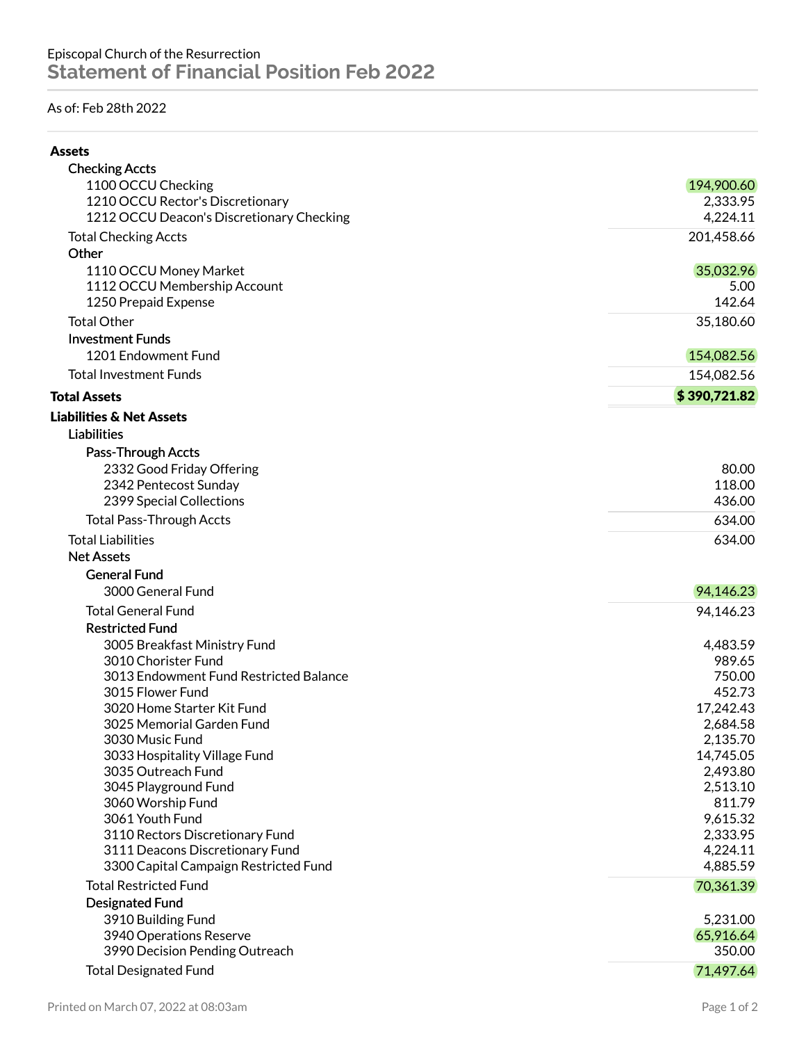Episcopal Church of the Resurrection

# Statement of Financial Position Feb 2022

As of: Feb 28th 2022

| Account | Amount |
| --- | --- |
| **Assets** | |
| **Checking Accts** | |
| 1100 OCCU Checking | 194,900.60 |
| 1210 OCCU Rector's Discretionary | 2,333.95 |
| 1212 OCCU Deacon's Discretionary Checking | 4,224.11 |
| Total Checking Accts | 201,458.66 |
| **Other** | |
| 1110 OCCU Money Market | 35,032.96 |
| 1112 OCCU Membership Account | 5.00 |
| 1250 Prepaid Expense | 142.64 |
| Total Other | 35,180.60 |
| **Investment Funds** | |
| 1201 Endowment Fund | 154,082.56 |
| Total Investment Funds | 154,082.56 |
| **Total Assets** | **$ 390,721.82** |
| **Liabilities & Net Assets** | |
| **Liabilities** | |
| **Pass-Through Accts** | |
| 2332 Good Friday Offering | 80.00 |
| 2342 Pentecost Sunday | 118.00 |
| 2399 Special Collections | 436.00 |
| Total Pass-Through Accts | 634.00 |
| Total Liabilities | 634.00 |
| **Net Assets** | |
| **General Fund** | |
| 3000 General Fund | 94,146.23 |
| Total General Fund | 94,146.23 |
| **Restricted Fund** | |
| 3005 Breakfast Ministry Fund | 4,483.59 |
| 3010 Chorister Fund | 989.65 |
| 3013 Endowment Fund Restricted Balance | 750.00 |
| 3015 Flower Fund | 452.73 |
| 3020 Home Starter Kit Fund | 17,242.43 |
| 3025 Memorial Garden Fund | 2,684.58 |
| 3030 Music Fund | 2,135.70 |
| 3033 Hospitality Village Fund | 14,745.05 |
| 3035 Outreach Fund | 2,493.80 |
| 3045 Playground Fund | 2,513.10 |
| 3060 Worship Fund | 811.79 |
| 3061 Youth Fund | 9,615.32 |
| 3110 Rectors Discretionary Fund | 2,333.95 |
| 3111 Deacons Discretionary Fund | 4,224.11 |
| 3300 Capital Campaign Restricted Fund | 4,885.59 |
| Total Restricted Fund | 70,361.39 |
| **Designated Fund** | |
| 3910 Building Fund | 5,231.00 |
| 3940 Operations Reserve | 65,916.64 |
| 3990 Decision Pending Outreach | 350.00 |
| Total Designated Fund | 71,497.64 |

Printed on March 07, 2022 at 08:03am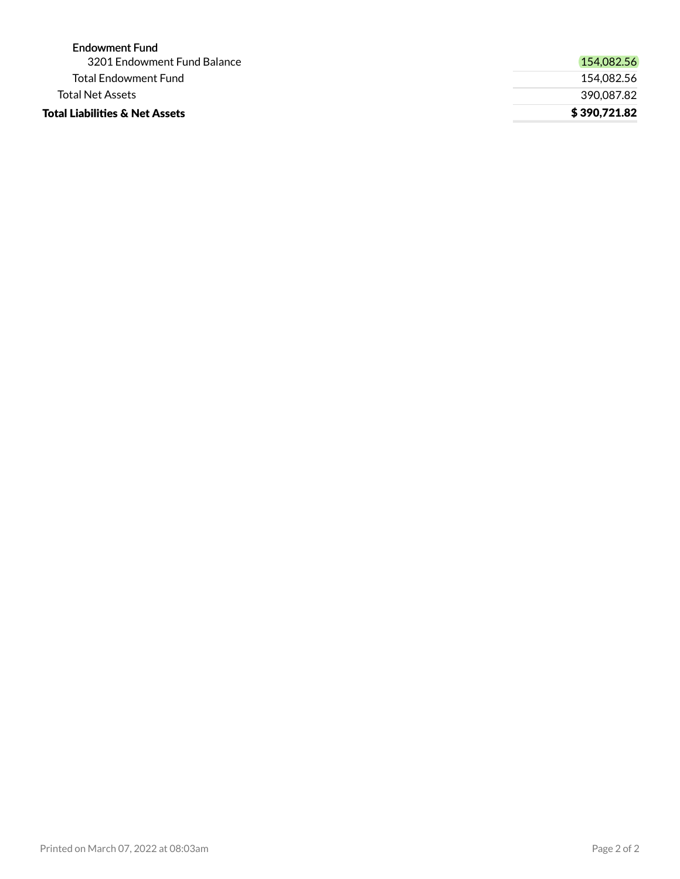| | |
|---|---|
| **Endowment Fund** | |
| 3201 Endowment Fund Balance | 154,082.56 |
| Total Endowment Fund | 154,082.56 |
| Total Net Assets | 390,087.82 |
| **Total Liabilities & Net Assets** | **$ 390,721.82** |

Printed on March 07, 2022 at 08:03am